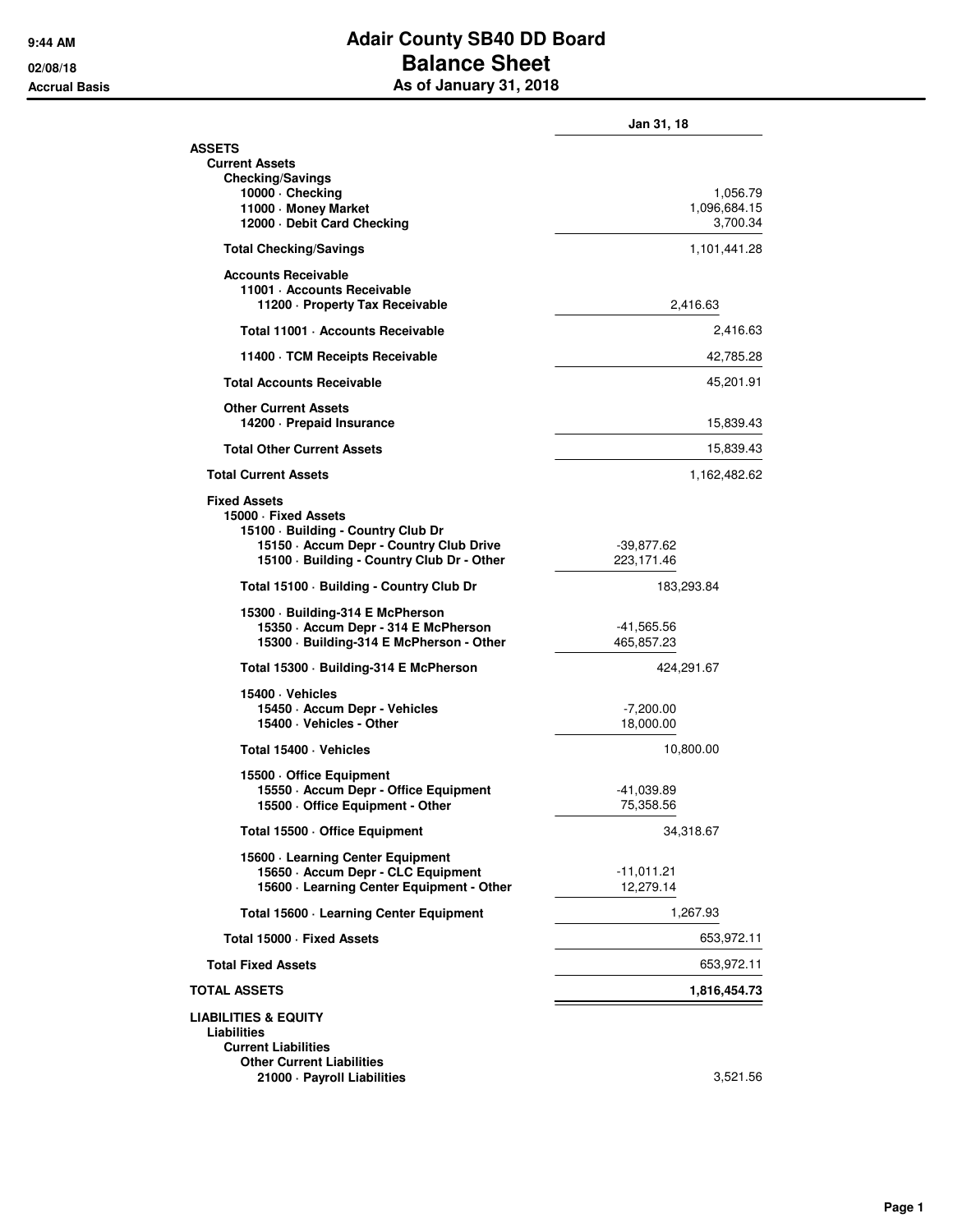# Adair County SB40 DD Board
## Balance Sheet
### As of January 31, 2018

9:44 AM
02/08/18
Accrual Basis

| | | Jan 31, 18 |
|---|---|---|
| **ASSETS** | | |
| **Current Assets** | | |
| **Checking/Savings** | | |
| 10000 · Checking | | 1,056.79 |
| 11000 · Money Market | | 1,096,684.15 |
| 12000 · Debit Card Checking | | 3,700.34 |
| **Total Checking/Savings** | | 1,101,441.28 |
| **Accounts Receivable** | | |
| 11001 · Accounts Receivable | | |
| 11200 · Property Tax Receivable | 2,416.63 | |
| **Total 11001 · Accounts Receivable** | | 2,416.63 |
| 11400 · TCM Receipts Receivable | | 42,785.28 |
| **Total Accounts Receivable** | | 45,201.91 |
| **Other Current Assets** | | |
| 14200 · Prepaid Insurance | | 15,839.43 |
| **Total Other Current Assets** | | 15,839.43 |
| **Total Current Assets** | | 1,162,482.62 |
| **Fixed Assets** | | |
| 15000 · Fixed Assets | | |
| 15100 · Building - Country Club Dr | | |
| 15150 · Accum Depr - Country Club Drive | -39,877.62 | |
| 15100 · Building - Country Club Dr - Other | 223,171.46 | |
| **Total 15100 · Building - Country Club Dr** | 183,293.84 | |
| 15300 · Building-314 E McPherson | | |
| 15350 · Accum Depr - 314 E McPherson | -41,565.56 | |
| 15300 · Building-314 E McPherson - Other | 465,857.23 | |
| **Total 15300 · Building-314 E McPherson** | 424,291.67 | |
| 15400 · Vehicles | | |
| 15450 · Accum Depr - Vehicles | -7,200.00 | |
| 15400 · Vehicles - Other | 18,000.00 | |
| **Total 15400 · Vehicles** | 10,800.00 | |
| 15500 · Office Equipment | | |
| 15550 · Accum Depr - Office Equipment | -41,039.89 | |
| 15500 · Office Equipment - Other | 75,358.56 | |
| **Total 15500 · Office Equipment** | 34,318.67 | |
| 15600 · Learning Center Equipment | | |
| 15650 · Accum Depr - CLC Equipment | -11,011.21 | |
| 15600 · Learning Center Equipment - Other | 12,279.14 | |
| **Total 15600 · Learning Center Equipment** | 1,267.93 | |
| **Total 15000 · Fixed Assets** | | 653,972.11 |
| **Total Fixed Assets** | | 653,972.11 |
| **TOTAL ASSETS** | | **1,816,454.73** |
| **LIABILITIES & EQUITY** | | |
| **Liabilities** | | |
| **Current Liabilities** | | |
| **Other Current Liabilities** | | |
| 21000 · Payroll Liabilities | | 3,521.56 |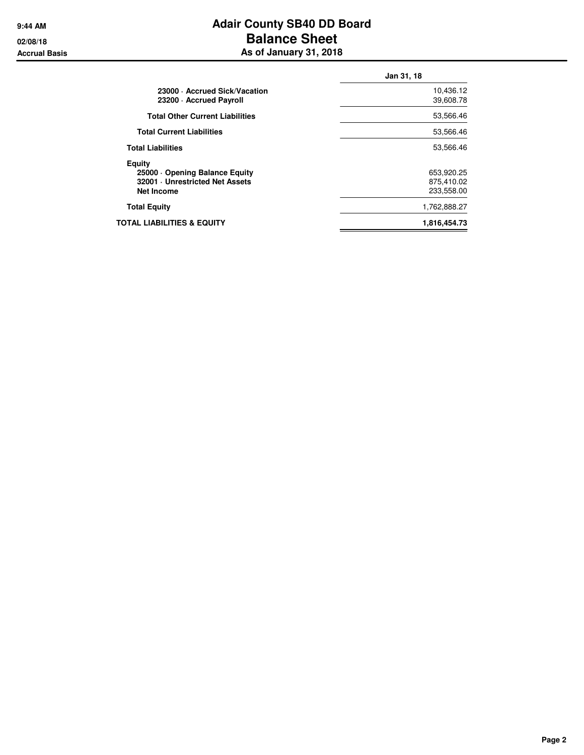# Adair County SB40 DD Board
## Balance Sheet
### As of January 31, 2018

9:44 AM
02/08/18
Accrual Basis

| | Jan 31, 18 |
|---|---|
| 23000 · Accrued Sick/Vacation | 10,436.12 |
| 23200 · Accrued Payroll | 39,608.78 |
| **Total Other Current Liabilities** | 53,566.46 |
| **Total Current Liabilities** | 53,566.46 |
| **Total Liabilities** | 53,566.46 |
| **Equity** | |
| 25000 · Opening Balance Equity | 653,920.25 |
| 32001 · Unrestricted Net Assets | 875,410.02 |
| Net Income | 233,558.00 |
| **Total Equity** | 1,762,888.27 |
| **TOTAL LIABILITIES & EQUITY** | **1,816,454.73** |